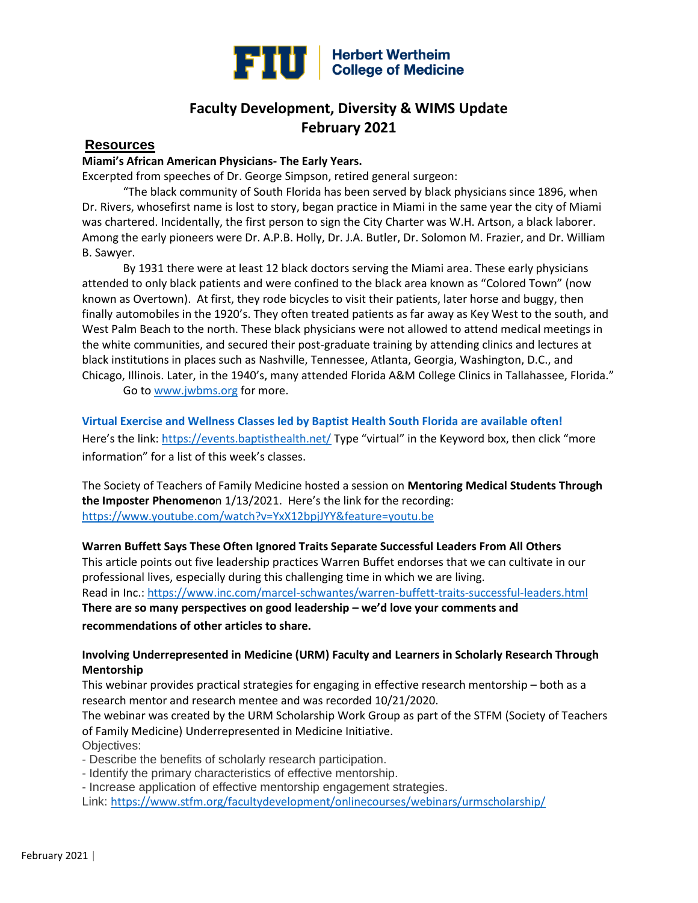FIU | Herbert Wertheim College of Medicine

# Faculty Development, Diversity & WIMS Update
# February 2021

## Resources

**Miami's African American Physicians- The Early Years.**

Excerpted from speeches of Dr. George Simpson, retired general surgeon:

"The black community of South Florida has been served by black physicians since 1896, when Dr. Rivers, whosefirst name is lost to story, began practice in Miami in the same year the city of Miami was chartered. Incidentally, the first person to sign the City Charter was W.H. Artson, a black laborer. Among the early pioneers were Dr. A.P.B. Holly, Dr. J.A. Butler, Dr. Solomon M. Frazier, and Dr. William B. Sawyer.

By 1931 there were at least 12 black doctors serving the Miami area. These early physicians attended to only black patients and were confined to the black area known as "Colored Town" (now known as Overtown). At first, they rode bicycles to visit their patients, later horse and buggy, then finally automobiles in the 1920's. They often treated patients as far away as Key West to the south, and West Palm Beach to the north. These black physicians were not allowed to attend medical meetings in the white communities, and secured their post-graduate training by attending clinics and lectures at black institutions in places such as Nashville, Tennessee, Atlanta, Georgia, Washington, D.C., and Chicago, Illinois. Later, in the 1940's, many attended Florida A&M College Clinics in Tallahassee, Florida."

Go to www.jwbms.org for more.

**Virtual Exercise and Wellness Classes led by Baptist Health South Florida are available often!**

Here's the link: https://events.baptisthealth.net/ Type "virtual" in the Keyword box, then click "more information" for a list of this week's classes.

The Society of Teachers of Family Medicine hosted a session on **Mentoring Medical Students Through the Imposter Phenomeno**n 1/13/2021. Here's the link for the recording: https://www.youtube.com/watch?v=YxX12bpjJYY&feature=youtu.be

**Warren Buffett Says These Often Ignored Traits Separate Successful Leaders From All Others**

This article points out five leadership practices Warren Buffet endorses that we can cultivate in our professional lives, especially during this challenging time in which we are living.

Read in Inc.: https://www.inc.com/marcel-schwantes/warren-buffett-traits-successful-leaders.html

**There are so many perspectives on good leadership – we'd love your comments and recommendations of other articles to share.**

**Involving Underrepresented in Medicine (URM) Faculty and Learners in Scholarly Research Through Mentorship**

This webinar provides practical strategies for engaging in effective research mentorship – both as a research mentor and research mentee and was recorded 10/21/2020.

The webinar was created by the URM Scholarship Work Group as part of the STFM (Society of Teachers of Family Medicine) Underrepresented in Medicine Initiative.

Objectives:

- Describe the benefits of scholarly research participation.
- Identify the primary characteristics of effective mentorship.
- Increase application of effective mentorship engagement strategies.

Link: https://www.stfm.org/facultydevelopment/onlinecourses/webinars/urmscholarship/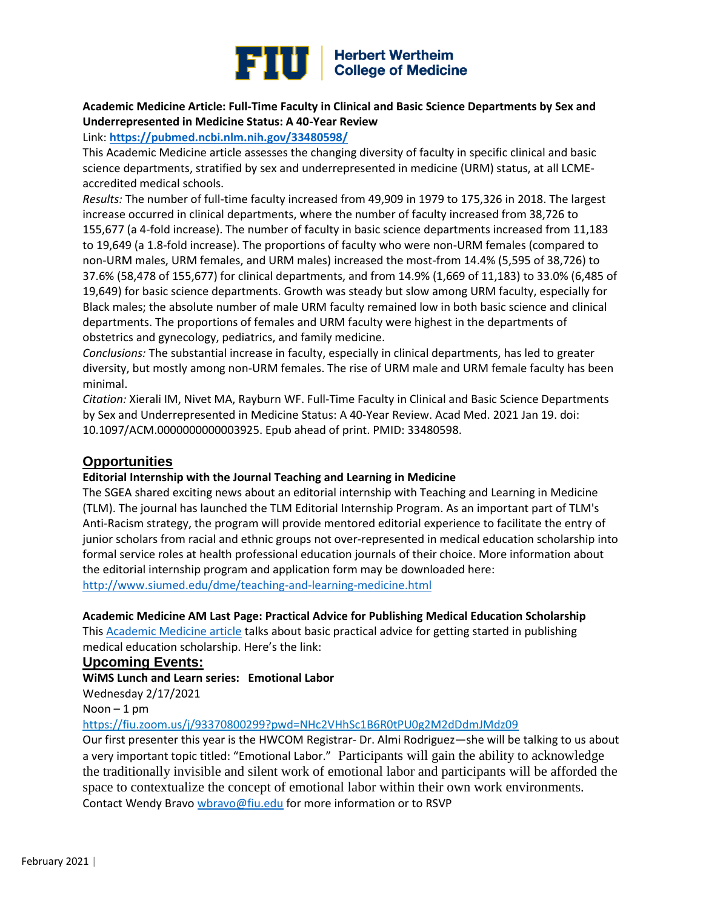**Academic Medicine Article: Full-Time Faculty in Clinical and Basic Science Departments by Sex and Underrepresented in Medicine Status: A 40-Year Review**

Link: **https://pubmed.ncbi.nlm.nih.gov/33480598/**

This Academic Medicine article assesses the changing diversity of faculty in specific clinical and basic science departments, stratified by sex and underrepresented in medicine (URM) status, at all LCME-accredited medical schools.

*Results:* The number of full-time faculty increased from 49,909 in 1979 to 175,326 in 2018. The largest increase occurred in clinical departments, where the number of faculty increased from 38,726 to 155,677 (a 4-fold increase). The number of faculty in basic science departments increased from 11,183 to 19,649 (a 1.8-fold increase). The proportions of faculty who were non-URM females (compared to non-URM males, URM females, and URM males) increased the most-from 14.4% (5,595 of 38,726) to 37.6% (58,478 of 155,677) for clinical departments, and from 14.9% (1,669 of 11,183) to 33.0% (6,485 of 19,649) for basic science departments. Growth was steady but slow among URM faculty, especially for Black males; the absolute number of male URM faculty remained low in both basic science and clinical departments. The proportions of females and URM faculty were highest in the departments of obstetrics and gynecology, pediatrics, and family medicine.

*Conclusions:* The substantial increase in faculty, especially in clinical departments, has led to greater diversity, but mostly among non-URM females. The rise of URM male and URM female faculty has been minimal.

*Citation:* Xierali IM, Nivet MA, Rayburn WF. Full-Time Faculty in Clinical and Basic Science Departments by Sex and Underrepresented in Medicine Status: A 40-Year Review. Acad Med. 2021 Jan 19. doi: 10.1097/ACM.0000000000003925. Epub ahead of print. PMID: 33480598.

## Opportunities

**Editorial Internship with the Journal Teaching and Learning in Medicine**

The SGEA shared exciting news about an editorial internship with Teaching and Learning in Medicine (TLM). The journal has launched the TLM Editorial Internship Program. As an important part of TLM's Anti-Racism strategy, the program will provide mentored editorial experience to facilitate the entry of junior scholars from racial and ethnic groups not over-represented in medical education scholarship into formal service roles at health professional education journals of their choice. More information about the editorial internship program and application form may be downloaded here: http://www.siumed.edu/dme/teaching-and-learning-medicine.html

**Academic Medicine AM Last Page: Practical Advice for Publishing Medical Education Scholarship**

This Academic Medicine article talks about basic practical advice for getting started in publishing medical education scholarship. Here's the link:

## Upcoming Events:

**WiMS Lunch and Learn series: Emotional Labor**

Wednesday 2/17/2021

Noon – 1 pm

https://fiu.zoom.us/j/93370800299?pwd=NHc2VHhSc1B6R0tPU0g2M2dDdmJMdz09

Our first presenter this year is the HWCOM Registrar- Dr. Almi Rodriguez—she will be talking to us about a very important topic titled: "Emotional Labor." Participants will gain the ability to acknowledge the traditionally invisible and silent work of emotional labor and participants will be afforded the space to contextualize the concept of emotional labor within their own work environments. Contact Wendy Bravo wbravo@fiu.edu for more information or to RSVP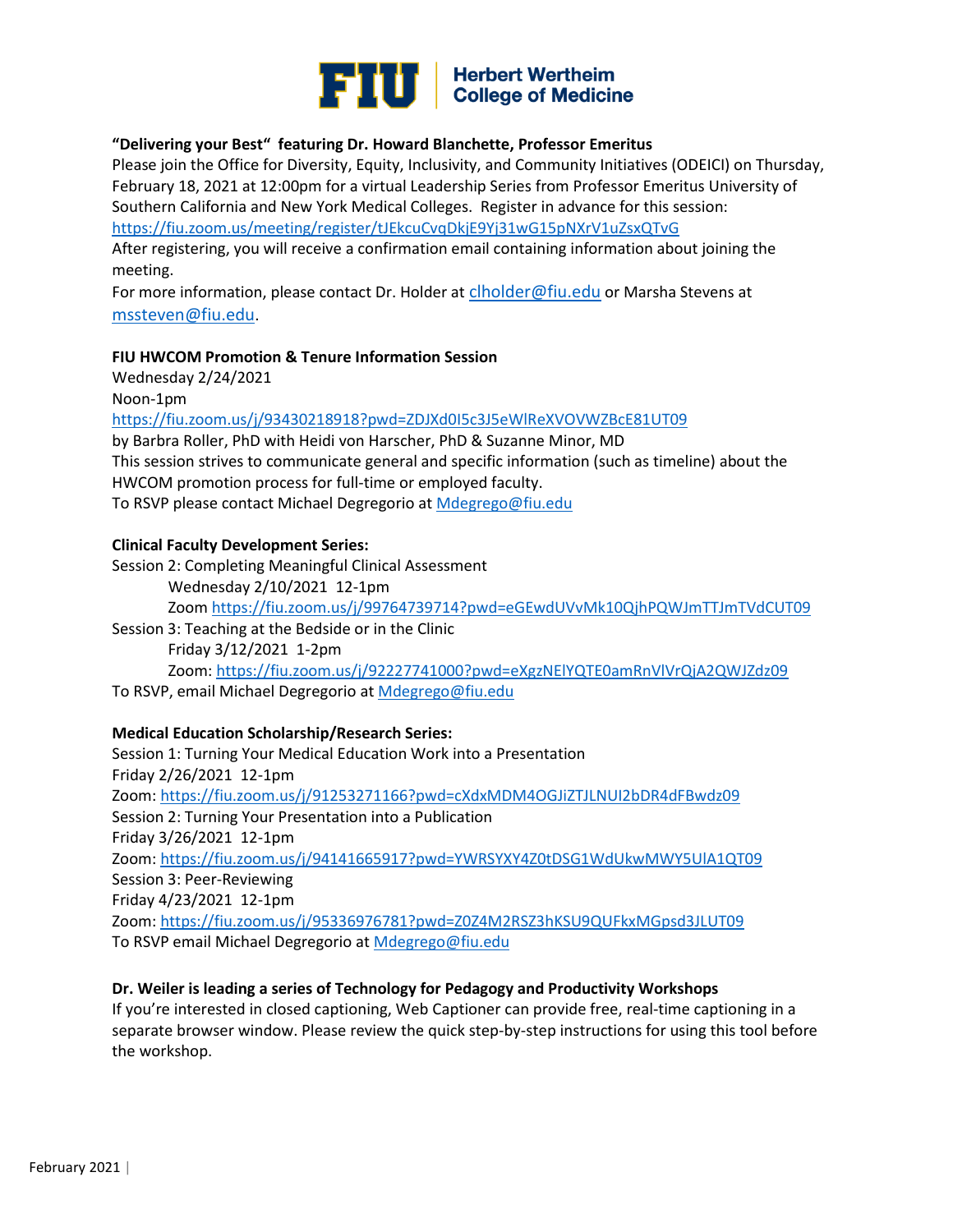**"Delivering your Best" featuring Dr. Howard Blanchette, Professor Emeritus**

Please join the Office for Diversity, Equity, Inclusivity, and Community Initiatives (ODEICI) on Thursday, February 18, 2021 at 12:00pm for a virtual Leadership Series from Professor Emeritus University of Southern California and New York Medical Colleges. Register in advance for this session: https://fiu.zoom.us/meeting/register/tJEkcuCvqDkjE9Yj31wG15pNXrV1uZsxQTvG

After registering, you will receive a confirmation email containing information about joining the meeting.

For more information, please contact Dr. Holder at clholder@fiu.edu or Marsha Stevens at mssteven@fiu.edu.

**FIU HWCOM Promotion & Tenure Information Session**

Wednesday 2/24/2021

Noon-1pm

https://fiu.zoom.us/j/93430218918?pwd=ZDJXd0I5c3J5eWlReXVOVWZBcE81UT09

by Barbra Roller, PhD with Heidi von Harscher, PhD & Suzanne Minor, MD

This session strives to communicate general and specific information (such as timeline) about the HWCOM promotion process for full-time or employed faculty.

To RSVP please contact Michael Degregorio at Mdegrego@fiu.edu

**Clinical Faculty Development Series:**

Session 2: Completing Meaningful Clinical Assessment

Wednesday 2/10/2021 12-1pm

Zoom https://fiu.zoom.us/j/99764739714?pwd=eGEwdUVvMk10QjhPQWJmTTJmTVdCUT09

Session 3: Teaching at the Bedside or in the Clinic

Friday 3/12/2021 1-2pm

Zoom: https://fiu.zoom.us/j/92227741000?pwd=eXgzNElYQTE0amRnVlVrQjA2QWJZdz09

To RSVP, email Michael Degregorio at Mdegrego@fiu.edu

**Medical Education Scholarship/Research Series:**

Session 1: Turning Your Medical Education Work into a Presentation

Friday 2/26/2021 12-1pm

Zoom: https://fiu.zoom.us/j/91253271166?pwd=cXdxMDM4OGJiZTJLNUI2bDR4dFBwdz09

Session 2: Turning Your Presentation into a Publication

Friday 3/26/2021 12-1pm

Zoom: https://fiu.zoom.us/j/94141665917?pwd=YWRSYXY4Z0tDSG1WdUkwMWY5UlA1QT09

Session 3: Peer-Reviewing

Friday 4/23/2021 12-1pm

Zoom: https://fiu.zoom.us/j/95336976781?pwd=Z0Z4M2RSZ3hKSU9QUFkxMGpsd3JLUT09

To RSVP email Michael Degregorio at Mdegrego@fiu.edu

**Dr. Weiler is leading a series of Technology for Pedagogy and Productivity Workshops**

If you're interested in closed captioning, Web Captioner can provide free, real-time captioning in a separate browser window. Please review the quick step-by-step instructions for using this tool before the workshop.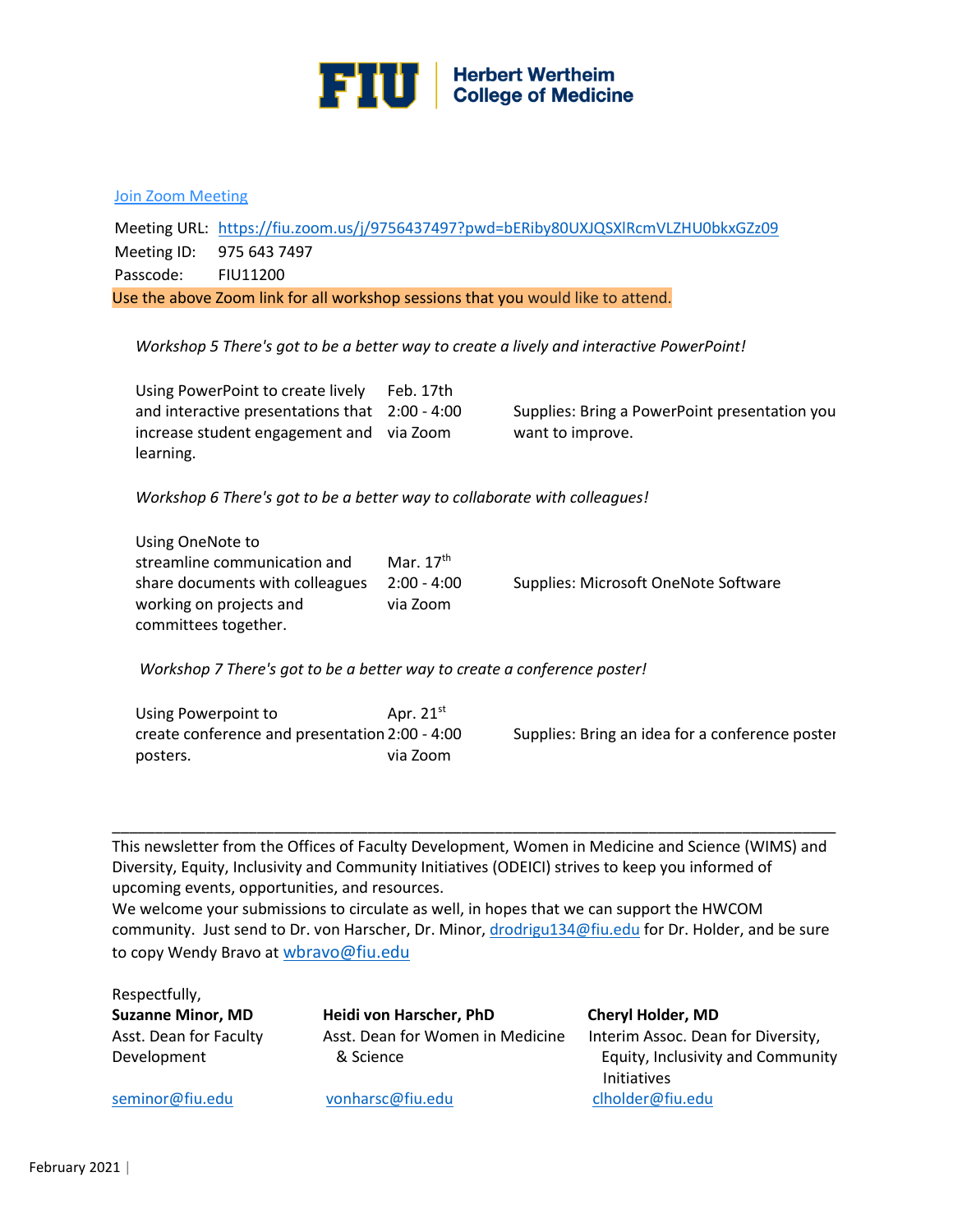**FIU | Herbert Wertheim College of Medicine**

[Join Zoom Meeting](https://fiu.zoom.us/j/9756437497?pwd=bERiby80UXJQSXlRcmVLZHU0bkxGZz09)

Meeting URL: https://fiu.zoom.us/j/9756437497?pwd=bERiby80UXJQSXlRcmVLZHU0bkxGZz09

Meeting ID: 975 643 7497

Passcode: FIU11200

Use the above Zoom link for all workshop sessions that you would like to attend.

*Workshop 5 There's got to be a better way to create a lively and interactive PowerPoint!*

| | | |
|---|---|---|
| Using PowerPoint to create lively and interactive presentations that increase student engagement and learning. | Feb. 17th 2:00 - 4:00 via Zoom | Supplies: Bring a PowerPoint presentation you want to improve. |

*Workshop 6 There's got to be a better way to collaborate with colleagues!*

| | | |
|---|---|---|
| Using OneNote to streamline communication and share documents with colleagues working on projects and committees together. | Mar. 17th 2:00 - 4:00 via Zoom | Supplies: Microsoft OneNote Software |

*Workshop 7 There's got to be a better way to create a conference poster!*

| | | |
|---|---|---|
| Using Powerpoint to create conference and presentation posters. | Apr. 21st 2:00 - 4:00 via Zoom | Supplies: Bring an idea for a conference poster |

---

This newsletter from the Offices of Faculty Development, Women in Medicine and Science (WIMS) and Diversity, Equity, Inclusivity and Community Initiatives (ODEICI) strives to keep you informed of upcoming events, opportunities, and resources.

We welcome your submissions to circulate as well, in hopes that we can support the HWCOM community. Just send to Dr. von Harscher, Dr. Minor, drodrigu134@fiu.edu for Dr. Holder, and be sure to copy Wendy Bravo at wbravo@fiu.edu

Respectfully,

**Suzanne Minor, MD**
Asst. Dean for Faculty Development
seminor@fiu.edu

**Heidi von Harscher, PhD**
Asst. Dean for Women in Medicine & Science
vonharsc@fiu.edu

**Cheryl Holder, MD**
Interim Assoc. Dean for Diversity, Equity, Inclusivity and Community Initiatives
clholder@fiu.edu

February 2021